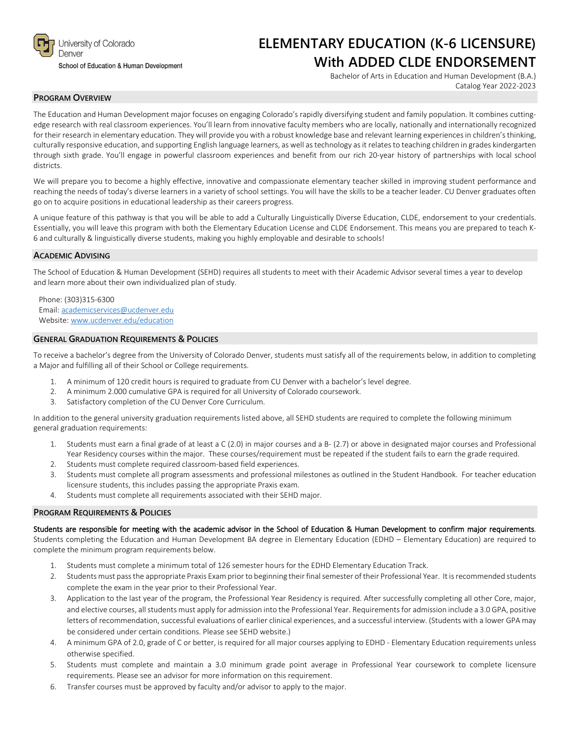University of Colorado Denver
School of Education & Human Development

# ELEMENTARY EDUCATION (K-6 LICENSURE) With ADDED CLDE ENDORSEMENT

Bachelor of Arts in Education and Human Development (B.A.)
Catalog Year 2022-2023

## PROGRAM OVERVIEW

The Education and Human Development major focuses on engaging Colorado's rapidly diversifying student and family population. It combines cutting-edge research with real classroom experiences. You'll learn from innovative faculty members who are locally, nationally and internationally recognized for their research in elementary education. They will provide you with a robust knowledge base and relevant learning experiences in children's thinking, culturally responsive education, and supporting English language learners, as well as technology as it relates to teaching children in grades kindergarten through sixth grade. You'll engage in powerful classroom experiences and benefit from our rich 20-year history of partnerships with local school districts.

We will prepare you to become a highly effective, innovative and compassionate elementary teacher skilled in improving student performance and reaching the needs of today's diverse learners in a variety of school settings. You will have the skills to be a teacher leader. CU Denver graduates often go on to acquire positions in educational leadership as their careers progress.

A unique feature of this pathway is that you will be able to add a Culturally Linguistically Diverse Education, CLDE, endorsement to your credentials. Essentially, you will leave this program with both the Elementary Education License and CLDE Endorsement. This means you are prepared to teach K-6 and culturally & linguistically diverse students, making you highly employable and desirable to schools!

## ACADEMIC ADVISING

The School of Education & Human Development (SEHD) requires all students to meet with their Academic Advisor several times a year to develop and learn more about their own individualized plan of study.

Phone: (303)315-6300
Email: academicservices@ucdenver.edu
Website: www.ucdenver.edu/education

## GENERAL GRADUATION REQUIREMENTS & POLICIES

To receive a bachelor's degree from the University of Colorado Denver, students must satisfy all of the requirements below, in addition to completing a Major and fulfilling all of their School or College requirements.

1. A minimum of 120 credit hours is required to graduate from CU Denver with a bachelor's level degree.
2. A minimum 2.000 cumulative GPA is required for all University of Colorado coursework.
3. Satisfactory completion of the CU Denver Core Curriculum.

In addition to the general university graduation requirements listed above, all SEHD students are required to complete the following minimum general graduation requirements:

1. Students must earn a final grade of at least a C (2.0) in major courses and a B- (2.7) or above in designated major courses and Professional Year Residency courses within the major. These courses/requirement must be repeated if the student fails to earn the grade required.
2. Students must complete required classroom-based field experiences.
3. Students must complete all program assessments and professional milestones as outlined in the Student Handbook. For teacher education licensure students, this includes passing the appropriate Praxis exam.
4. Students must complete all requirements associated with their SEHD major.

## PROGRAM REQUIREMENTS & POLICIES

**Students are responsible for meeting with the academic advisor in the School of Education & Human Development to confirm major requirements**. Students completing the Education and Human Development BA degree in Elementary Education (EDHD – Elementary Education) are required to complete the minimum program requirements below.

1. Students must complete a minimum total of 126 semester hours for the EDHD Elementary Education Track.
2. Students must pass the appropriate Praxis Exam prior to beginning their final semester of their Professional Year. It is recommended students complete the exam in the year prior to their Professional Year.
3. Application to the last year of the program, the Professional Year Residency is required. After successfully completing all other Core, major, and elective courses, all students must apply for admission into the Professional Year. Requirements for admission include a 3.0 GPA, positive letters of recommendation, successful evaluations of earlier clinical experiences, and a successful interview. (Students with a lower GPA may be considered under certain conditions. Please see SEHD website.)
4. A minimum GPA of 2.0, grade of C or better, is required for all major courses applying to EDHD - Elementary Education requirements unless otherwise specified.
5. Students must complete and maintain a 3.0 minimum grade point average in Professional Year coursework to complete licensure requirements. Please see an advisor for more information on this requirement.
6. Transfer courses must be approved by faculty and/or advisor to apply to the major.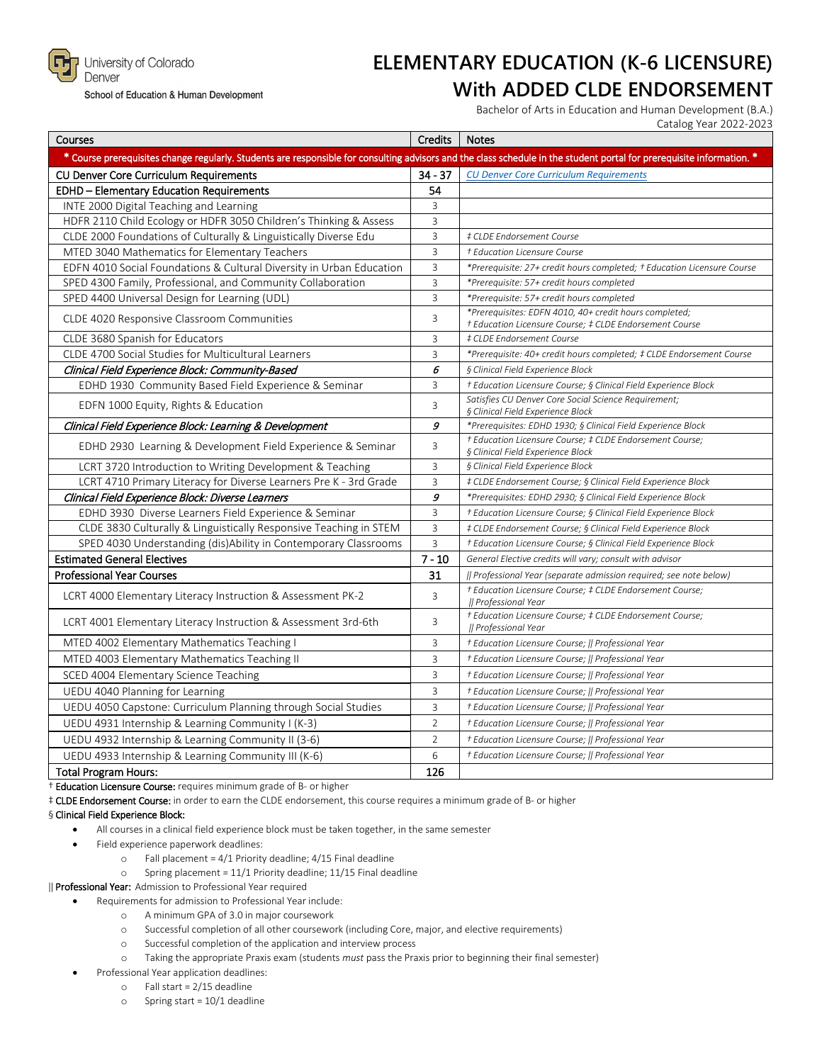University of Colorado Denver
School of Education & Human Development

# ELEMENTARY EDUCATION (K-6 LICENSURE) With ADDED CLDE ENDORSEMENT

Bachelor of Arts in Education and Human Development (B.A.)
Catalog Year 2022-2023

| Courses | Credits | Notes |
|---|---|---|
| * Course prerequisites change regularly. Students are responsible for consulting advisors and the class schedule in the student portal for prerequisite information. * | | |
| **CU Denver Core Curriculum Requirements** | **34 - 37** | *CU Denver Core Curriculum Requirements* |
| **EDHD – Elementary Education Requirements** | **54** | |
| INTE 2000 Digital Teaching and Learning | 3 | |
| HDFR 2110 Child Ecology or HDFR 3050 Children's Thinking & Assess | 3 | |
| CLDE 2000 Foundations of Culturally & Linguistically Diverse Edu | 3 | *‡ CLDE Endorsement Course* |
| MTED 3040 Mathematics for Elementary Teachers | 3 | *† Education Licensure Course* |
| EDFN 4010 Social Foundations & Cultural Diversity in Urban Education | 3 | *\*Prerequisite: 27+ credit hours completed; † Education Licensure Course* |
| SPED 4300 Family, Professional, and Community Collaboration | 3 | *\*Prerequisite: 57+ credit hours completed* |
| SPED 4400 Universal Design for Learning (UDL) | 3 | *\*Prerequisite: 57+ credit hours completed* |
| CLDE 4020 Responsive Classroom Communities | 3 | *\*Prerequisites: EDFN 4010, 40+ credit hours completed; † Education Licensure Course; ‡ CLDE Endorsement Course* |
| CLDE 3680 Spanish for Educators | 3 | *‡ CLDE Endorsement Course* |
| CLDE 4700 Social Studies for Multicultural Learners | 3 | *\*Prerequisite: 40+ credit hours completed; ‡ CLDE Endorsement Course* |
| ***Clinical Field Experience Block: Community-Based*** | ***6*** | *§ Clinical Field Experience Block* |
| EDHD 1930 Community Based Field Experience & Seminar | 3 | *† Education Licensure Course; § Clinical Field Experience Block* |
| EDFN 1000 Equity, Rights & Education | 3 | *Satisfies CU Denver Core Social Science Requirement; § Clinical Field Experience Block* |
| ***Clinical Field Experience Block: Learning & Development*** | ***9*** | *\*Prerequisites: EDHD 1930; § Clinical Field Experience Block* |
| EDHD 2930 Learning & Development Field Experience & Seminar | 3 | *† Education Licensure Course; ‡ CLDE Endorsement Course; § Clinical Field Experience Block* |
| LCRT 3720 Introduction to Writing Development & Teaching | 3 | *§ Clinical Field Experience Block* |
| LCRT 4710 Primary Literacy for Diverse Learners Pre K - 3rd Grade | 3 | *‡ CLDE Endorsement Course; § Clinical Field Experience Block* |
| ***Clinical Field Experience Block: Diverse Learners*** | ***9*** | *\*Prerequisites: EDHD 2930; § Clinical Field Experience Block* |
| EDHD 3930 Diverse Learners Field Experience & Seminar | 3 | *† Education Licensure Course; § Clinical Field Experience Block* |
| CLDE 3830 Culturally & Linguistically Responsive Teaching in STEM | 3 | *‡ CLDE Endorsement Course; § Clinical Field Experience Block* |
| SPED 4030 Understanding (dis)Ability in Contemporary Classrooms | 3 | *† Education Licensure Course; § Clinical Field Experience Block* |
| **Estimated General Electives** | **7 - 10** | *General Elective credits will vary; consult with advisor* |
| **Professional Year Courses** | **31** | *‖ Professional Year (separate admission required; see note below)* |
| LCRT 4000 Elementary Literacy Instruction & Assessment PK-2 | 3 | *† Education Licensure Course; ‡ CLDE Endorsement Course; ‖ Professional Year* |
| LCRT 4001 Elementary Literacy Instruction & Assessment 3rd-6th | 3 | *† Education Licensure Course; ‡ CLDE Endorsement Course; ‖ Professional Year* |
| MTED 4002 Elementary Mathematics Teaching I | 3 | *† Education Licensure Course; ‖ Professional Year* |
| MTED 4003 Elementary Mathematics Teaching II | 3 | *† Education Licensure Course; ‖ Professional Year* |
| SCED 4004 Elementary Science Teaching | 3 | *† Education Licensure Course; ‖ Professional Year* |
| UEDU 4040 Planning for Learning | 3 | *† Education Licensure Course; ‖ Professional Year* |
| UEDU 4050 Capstone: Curriculum Planning through Social Studies | 3 | *† Education Licensure Course; ‖ Professional Year* |
| UEDU 4931 Internship & Learning Community I (K-3) | 2 | *† Education Licensure Course; ‖ Professional Year* |
| UEDU 4932 Internship & Learning Community II (3-6) | 2 | *† Education Licensure Course; ‖ Professional Year* |
| UEDU 4933 Internship & Learning Community III (K-6) | 6 | *† Education Licensure Course; ‖ Professional Year* |
| **Total Program Hours:** | **126** | |

† **Education Licensure Course:** requires minimum grade of B- or higher

‡ **CLDE Endorsement Course:** in order to earn the CLDE endorsement, this course requires a minimum grade of B- or higher

§ **Clinical Field Experience Block:**

- All courses in a clinical field experience block must be taken together, in the same semester
- Field experience paperwork deadlines:
  - Fall placement = 4/1 Priority deadline; 4/15 Final deadline
  - Spring placement = 11/1 Priority deadline; 11/15 Final deadline

‖ **Professional Year:** Admission to Professional Year required

- Requirements for admission to Professional Year include:
  - A minimum GPA of 3.0 in major coursework
  - Successful completion of all other coursework (including Core, major, and elective requirements)
  - Successful completion of the application and interview process
  - Taking the appropriate Praxis exam (students *must* pass the Praxis prior to beginning their final semester)
- Professional Year application deadlines:
  - Fall start = 2/15 deadline
  - Spring start = 10/1 deadline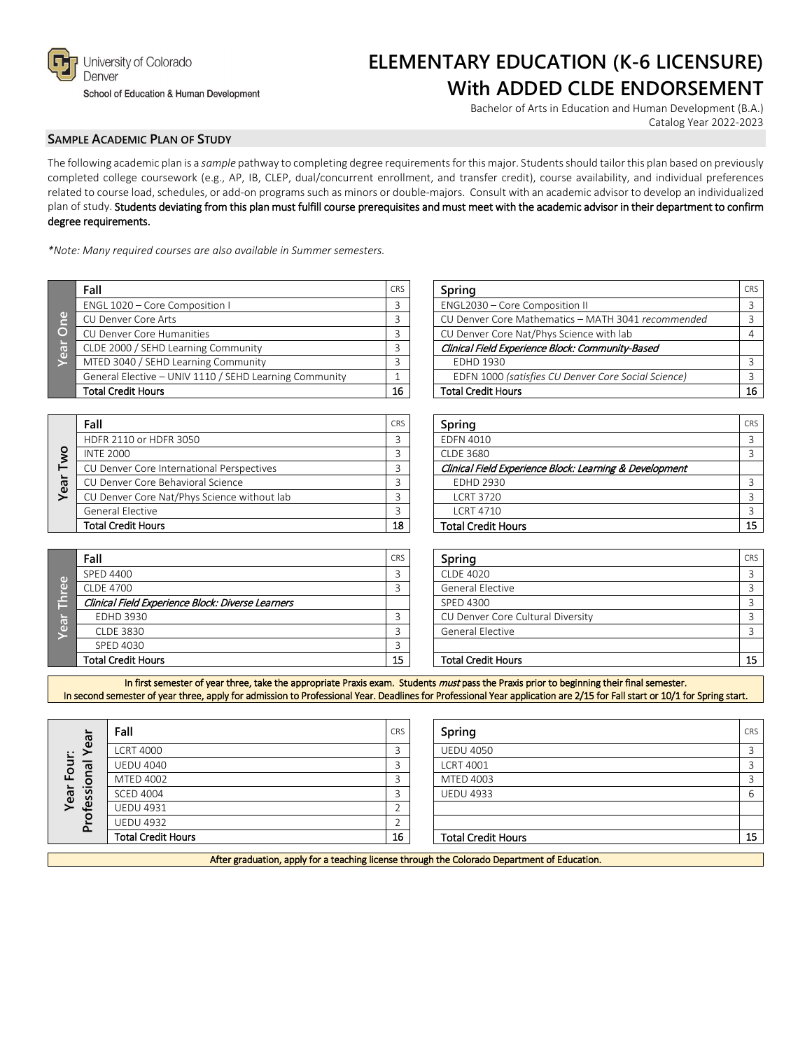University of Colorado Denver
School of Education & Human Development

# ELEMENTARY EDUCATION (K-6 LICENSURE) With ADDED CLDE ENDORSEMENT

Bachelor of Arts in Education and Human Development (B.A.)
Catalog Year 2022-2023

## SAMPLE ACADEMIC PLAN OF STUDY

The following academic plan is a *sample* pathway to completing degree requirements for this major. Students should tailor this plan based on previously completed college coursework (e.g., AP, IB, CLEP, dual/concurrent enrollment, and transfer credit), course availability, and individual preferences related to course load, schedules, or add-on programs such as minors or double-majors. Consult with an academic advisor to develop an individualized plan of study. **Students deviating from this plan must fulfill course prerequisites and must meet with the academic advisor in their department to confirm degree requirements.**

*\*Note: Many required courses are also available in Summer semesters.*

### Year One

| Fall | CRS |
|---|---|
| ENGL 1020 – Core Composition I | 3 |
| CU Denver Core Arts | 3 |
| CU Denver Core Humanities | 3 |
| CLDE 2000 / SEHD Learning Community | 3 |
| MTED 3040 / SEHD Learning Community | 3 |
| General Elective – UNIV 1110 / SEHD Learning Community | 1 |
| **Total Credit Hours** | **16** |

| Spring | CRS |
|---|---|
| ENGL2030 – Core Composition II | 3 |
| CU Denver Core Mathematics – MATH 3041 *recommended* | 3 |
| CU Denver Core Nat/Phys Science with lab | 4 |
| ***Clinical Field Experience Block: Community-Based*** | |
| EDHD 1930 | 3 |
| EDFN 1000 *(satisfies CU Denver Core Social Science)* | 3 |
| **Total Credit Hours** | **16** |

### Year Two

| Fall | CRS |
|---|---|
| HDFR 2110 or HDFR 3050 | 3 |
| INTE 2000 | 3 |
| CU Denver Core International Perspectives | 3 |
| CU Denver Core Behavioral Science | 3 |
| CU Denver Core Nat/Phys Science without lab | 3 |
| General Elective | 3 |
| **Total Credit Hours** | **18** |

| Spring | CRS |
|---|---|
| EDFN 4010 | 3 |
| CLDE 3680 | 3 |
| ***Clinical Field Experience Block: Learning & Development*** | |
| EDHD 2930 | 3 |
| LCRT 3720 | 3 |
| LCRT 4710 | 3 |
| **Total Credit Hours** | **15** |

### Year Three

| Fall | CRS |
|---|---|
| SPED 4400 | 3 |
| CLDE 4700 | 3 |
| ***Clinical Field Experience Block: Diverse Learners*** | |
| EDHD 3930 | 3 |
| CLDE 3830 | 3 |
| SPED 4030 | 3 |
| **Total Credit Hours** | **15** |

| Spring | CRS |
|---|---|
| CLDE 4020 | 3 |
| General Elective | 3 |
| SPED 4300 | 3 |
| CU Denver Core Cultural Diversity | 3 |
| General Elective | 3 |
| **Total Credit Hours** | **15** |

**In first semester of year three, take the appropriate Praxis exam. Students *must* pass the Praxis prior to beginning their final semester.**
**In second semester of year three, apply for admission to Professional Year. Deadlines for Professional Year application are 2/15 for Fall start or 10/1 for Spring start.**

### Year Four: Professional Year

| Fall | CRS |
|---|---|
| LCRT 4000 | 3 |
| UEDU 4040 | 3 |
| MTED 4002 | 3 |
| SCED 4004 | 3 |
| UEDU 4931 | 2 |
| UEDU 4932 | 2 |
| **Total Credit Hours** | **16** |

| Spring | CRS |
|---|---|
| UEDU 4050 | 3 |
| LCRT 4001 | 3 |
| MTED 4003 | 3 |
| UEDU 4933 | 6 |
| **Total Credit Hours** | **15** |

**After graduation, apply for a teaching license through the Colorado Department of Education.**